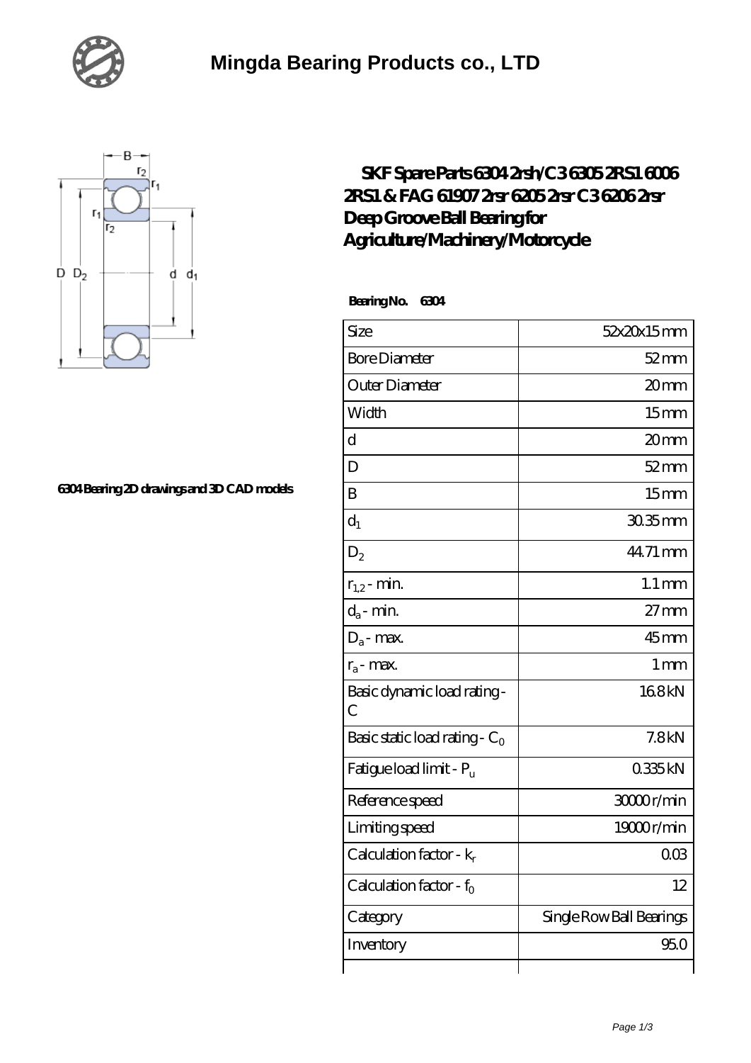# Mingda Bearing Products co., LTD

## SKF Spare Parts 6304 2rsh/C3 6305 2RS1 6006 2RS1 & FAG 61907 2rsr 6205 2rsr C3 6206 2rsr Deep Groove Ball Bearing for Agriculture/Machinery/Motorcycle

6304 Bearing 2D drawings and 3D CAD models

**Bearing No. 6304**

| | |
|---|---|
| Size | 52x20x15 mm |
| Bore Diameter | 52 mm |
| Outer Diameter | 20 mm |
| Width | 15 mm |
| d | 20 mm |
| D | 52 mm |
| B | 15 mm |
| $d_1$ | 30.35 mm |
| $D_2$ | 44.71 mm |
| $r_{1,2}$ - min. | 1.1 mm |
| $d_a$ - min. | 27 mm |
| $D_a$ - max. | 45 mm |
| $r_a$ - max. | 1 mm |
| Basic dynamic load rating - C | 16.8 kN |
| Basic static load rating - $C_0$ | 7.8 kN |
| Fatigue load limit - $P_u$ | 0.335 kN |
| Reference speed | 30000 r/min |
| Limiting speed | 19000 r/min |
| Calculation factor - $k_r$ | 0.03 |
| Calculation factor - $f_0$ | 12 |
| Category | Single Row Ball Bearings |
| Inventory | 95.0 |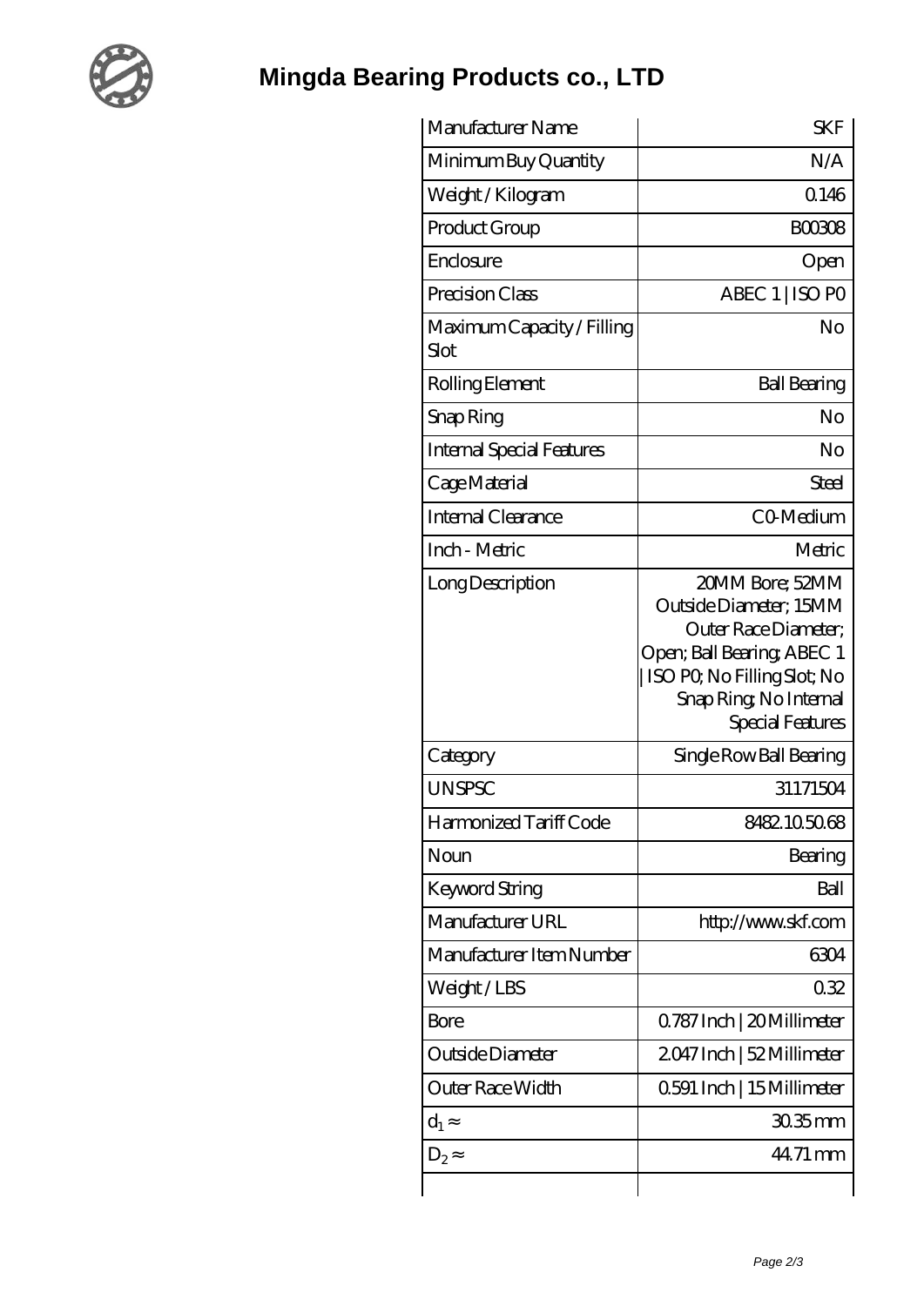# Mingda Bearing Products co., LTD

| | |
|---|---|
| Manufacturer Name | SKF |
| Minimum Buy Quantity | N/A |
| Weight / Kilogram | 0.146 |
| Product Group | B00308 |
| Enclosure | Open |
| Precision Class | ABEC 1 \| ISO P0 |
| Maximum Capacity / Filling Slot | No |
| Rolling Element | Ball Bearing |
| Snap Ring | No |
| Internal Special Features | No |
| Cage Material | Steel |
| Internal Clearance | C0-Medium |
| Inch - Metric | Metric |
| Long Description | 20MM Bore; 52MM Outside Diameter; 15MM Outer Race Diameter; Open; Ball Bearing; ABEC 1 \| ISO P0; No Filling Slot; No Snap Ring; No Internal Special Features |
| Category | Single Row Ball Bearing |
| UNSPSC | 31171504 |
| Harmonized Tariff Code | 8482.10.50.68 |
| Noun | Bearing |
| Keyword String | Ball |
| Manufacturer URL | http://www.skf.com |
| Manufacturer Item Number | 6304 |
| Weight / LBS | 0.32 |
| Bore | 0.787 Inch \| 20 Millimeter |
| Outside Diameter | 2.047 Inch \| 52 Millimeter |
| Outer Race Width | 0.591 Inch \| 15 Millimeter |
| $d_1 \approx$ | 30.35 mm |
| $D_2 \approx$ | 44.71 mm |
| | |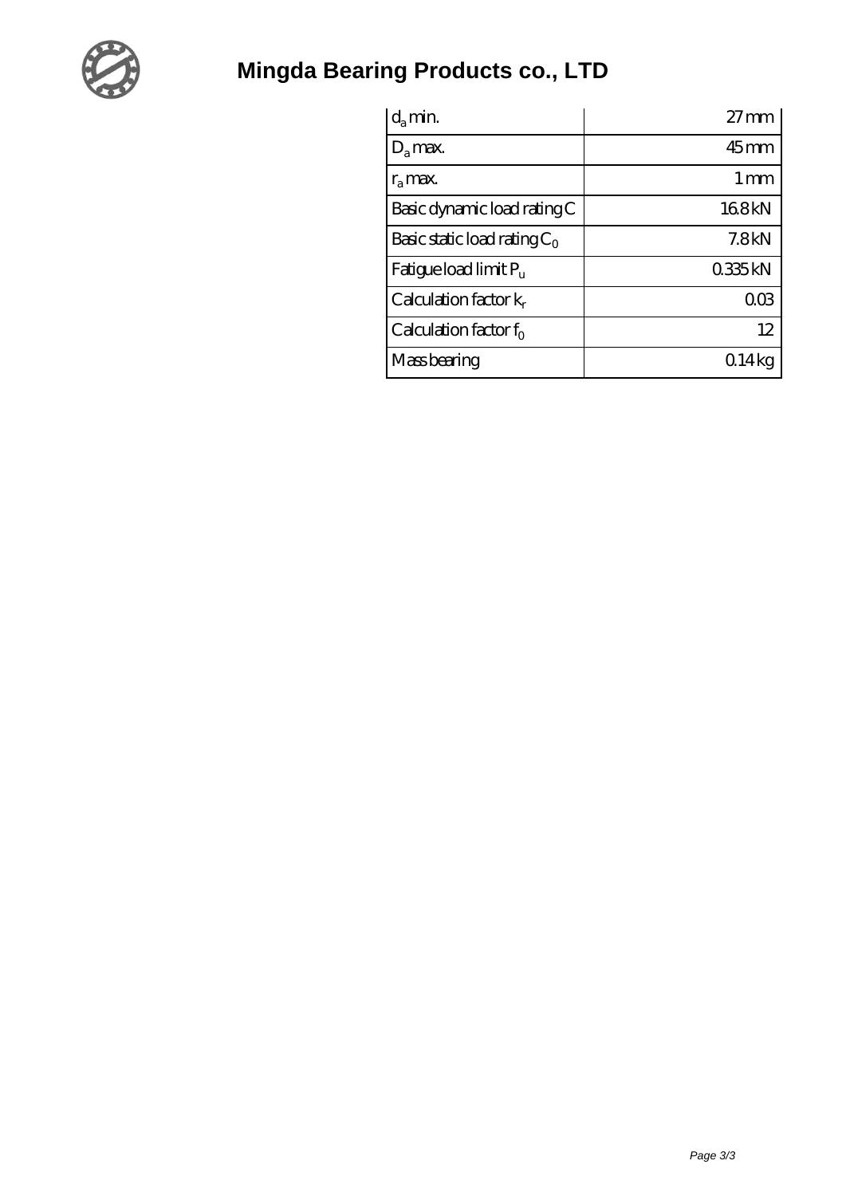# Mingda Bearing Products co., LTD

| | |
|---|---|
| $d_a$ min. | 27 mm |
| $D_a$ max. | 45 mm |
| $r_a$ max. | 1 mm |
| Basic dynamic load rating C | 16.8 kN |
| Basic static load rating $C_0$ | 7.8 kN |
| Fatigue load limit $P_u$ | 0.335 kN |
| Calculation factor $k_r$ | 0.03 |
| Calculation factor $f_0$ | 12 |
| Mass bearing | 0.14 kg |